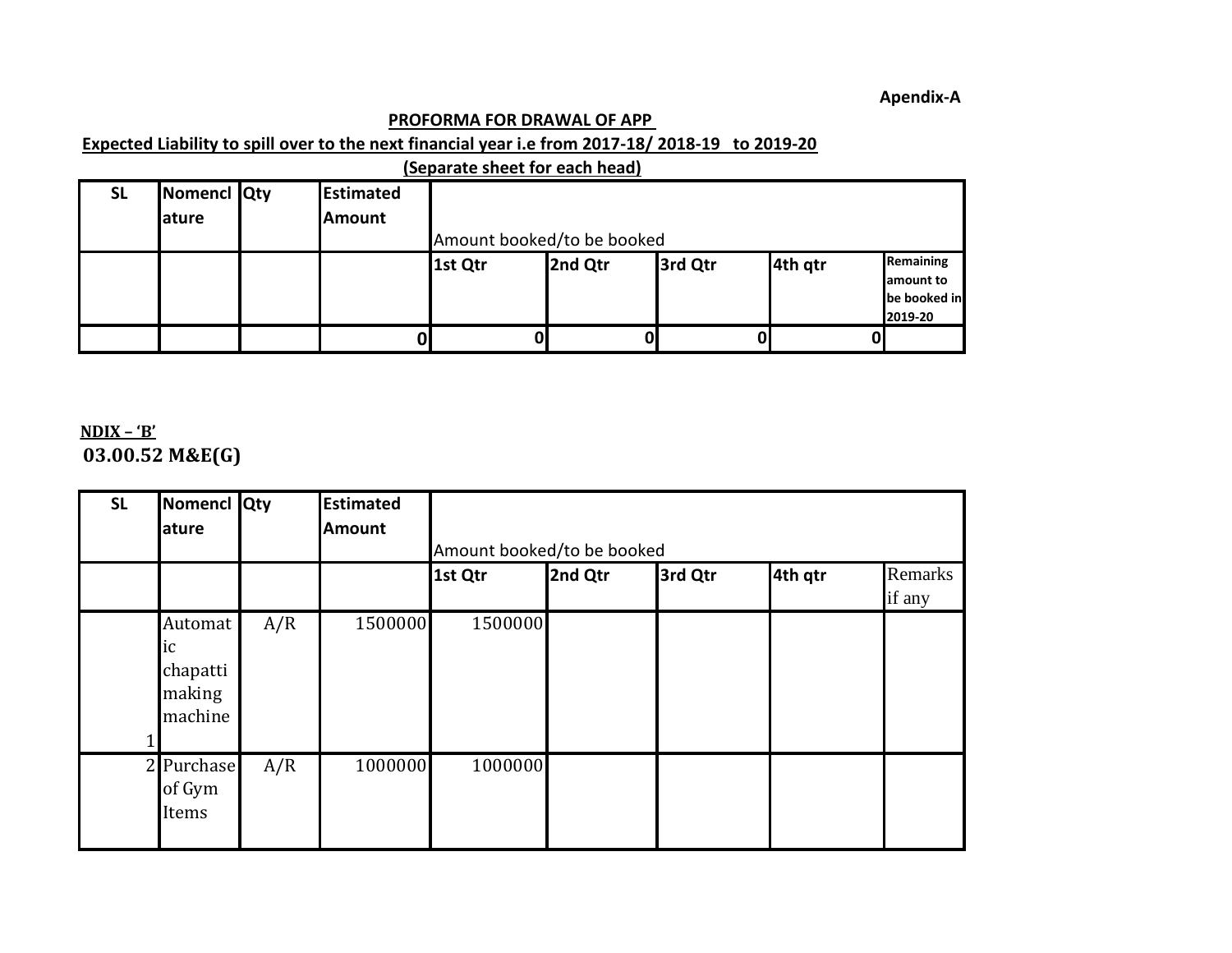**Apendix-A**

**PROFORMA FOR DRAWAL OF APP**

**Expected Liability to spill over to the next financial year i.e from 2017-18/ 2018-19 to 2019-20**

**(Separate sheet for each head)**

| SL | Nomenclature | Qty | Estimated Amount | Amount booked/to be booked | | | | |
|---|---|---|---|---|---|---|---|---|
| | | | | 1st Qtr | 2nd Qtr | 3rd Qtr | 4th qtr | Remaining amount to be booked in 2019-20 |
| | | | 0 | 0 | 0 | 0 | 0 | |

**NDIX – 'B'**

**03.00.52 M&E(G)**

| SL | Nomenclature | Qty | Estimated Amount | Amount booked/to be booked | | | | |
|---|---|---|---|---|---|---|---|---|
| | | | | 1st Qtr | 2nd Qtr | 3rd Qtr | 4th qtr | Remarks if any |
| 1 | Automatic chapatti making machine | A/R | 1500000 | 1500000 | | | | |
| 2 | Purchase of Gym Items | A/R | 1000000 | 1000000 | | | | |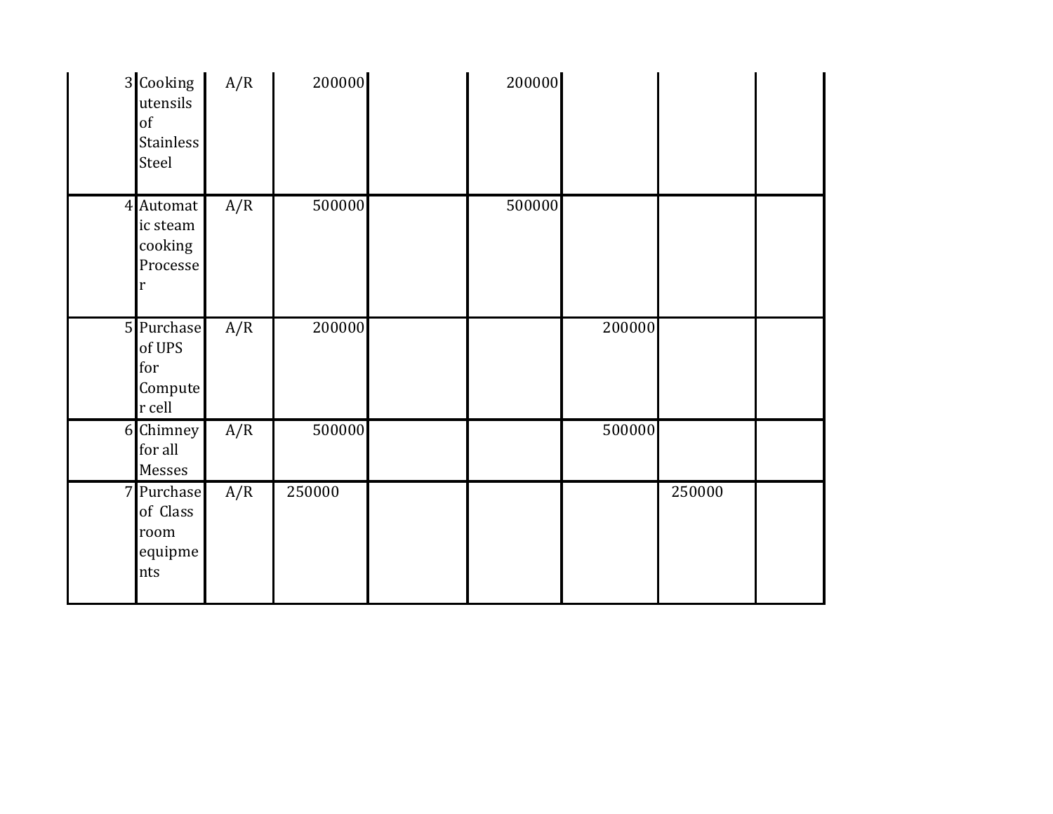| | | | | | | | | |
|---|---|---|---|---|---|---|---|---|
| 3 | Cooking utensils of Stainless Steel | A/R | 200000 | | 200000 | | | |
| 4 | Automatic steam cooking Processer | A/R | 500000 | | 500000 | | | |
| 5 | Purchase of UPS for Computer cell | A/R | 200000 | | | 200000 | | |
| 6 | Chimney for all Messes | A/R | 500000 | | | 500000 | | |
| 7 | Purchase of Class room equipments | A/R | 250000 | | | | 250000 | |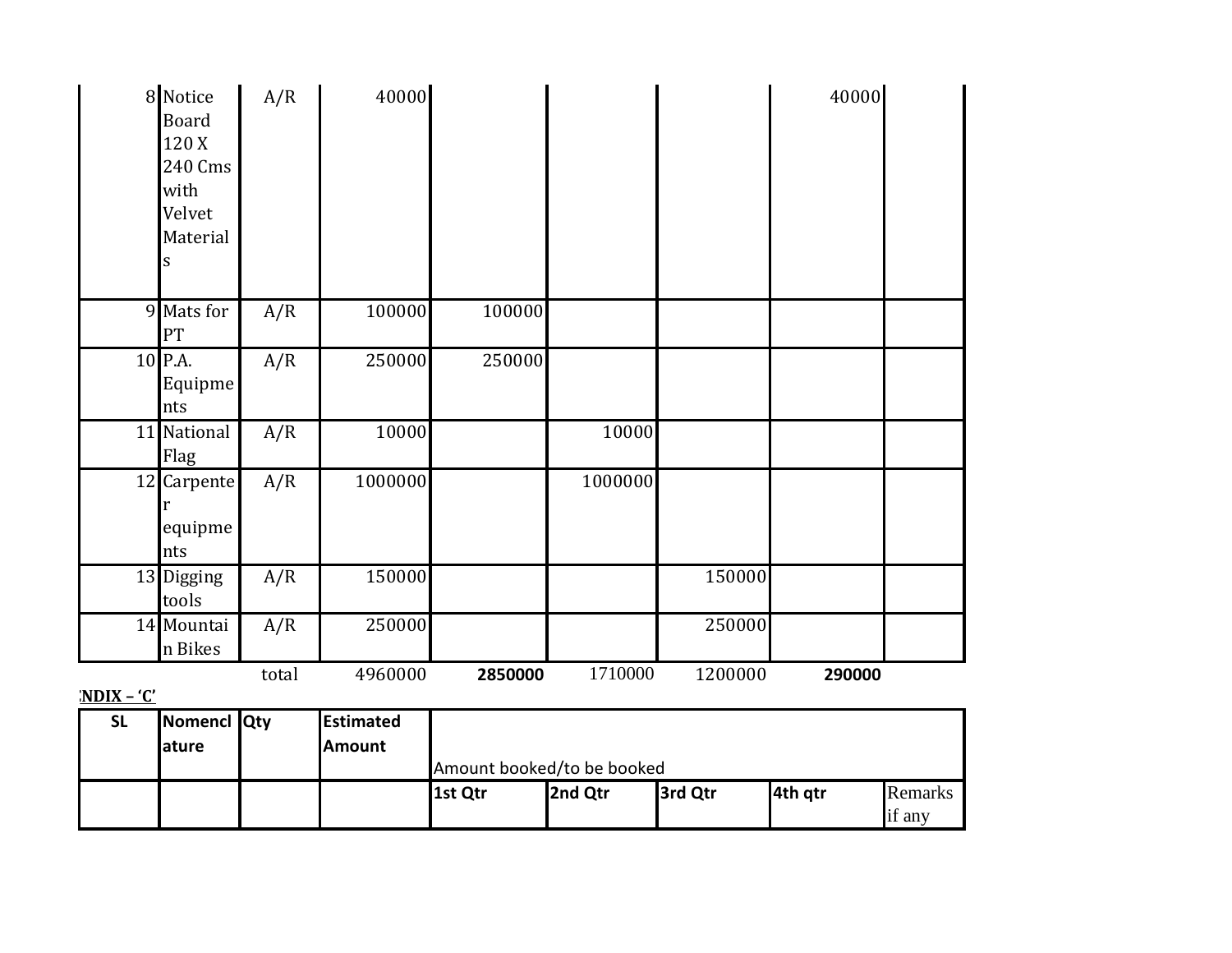| | | | | | | | | |
|---|---|---|---|---|---|---|---|---|
| 8 | Notice Board 120 X 240 Cms with Velvet Materials | A/R | 40000 | | | | 40000 | |
| 9 | Mats for PT | A/R | 100000 | 100000 | | | | |
| 10 | P.A. Equipments | A/R | 250000 | 250000 | | | | |
| 11 | National Flag | A/R | 10000 | | 10000 | | | |
| 12 | Carpenter equipments | A/R | 1000000 | | 1000000 | | | |
| 13 | Digging tools | A/R | 150000 | | | 150000 | | |
| 14 | Mountain Bikes | A/R | 250000 | | | 250000 | | |
| | | total | 4960000 | **2850000** | 1710000 | 1200000 | **290000** | |

**NDIX – 'C'**

| **SL** | **Nomenclature** | **Qty** | **Estimated Amount** | Amount booked/to be booked | | | | |
|---|---|---|---|---|---|---|---|---|
| | | | | **1st Qtr** | **2nd Qtr** | **3rd Qtr** | **4th qtr** | Remarks if any |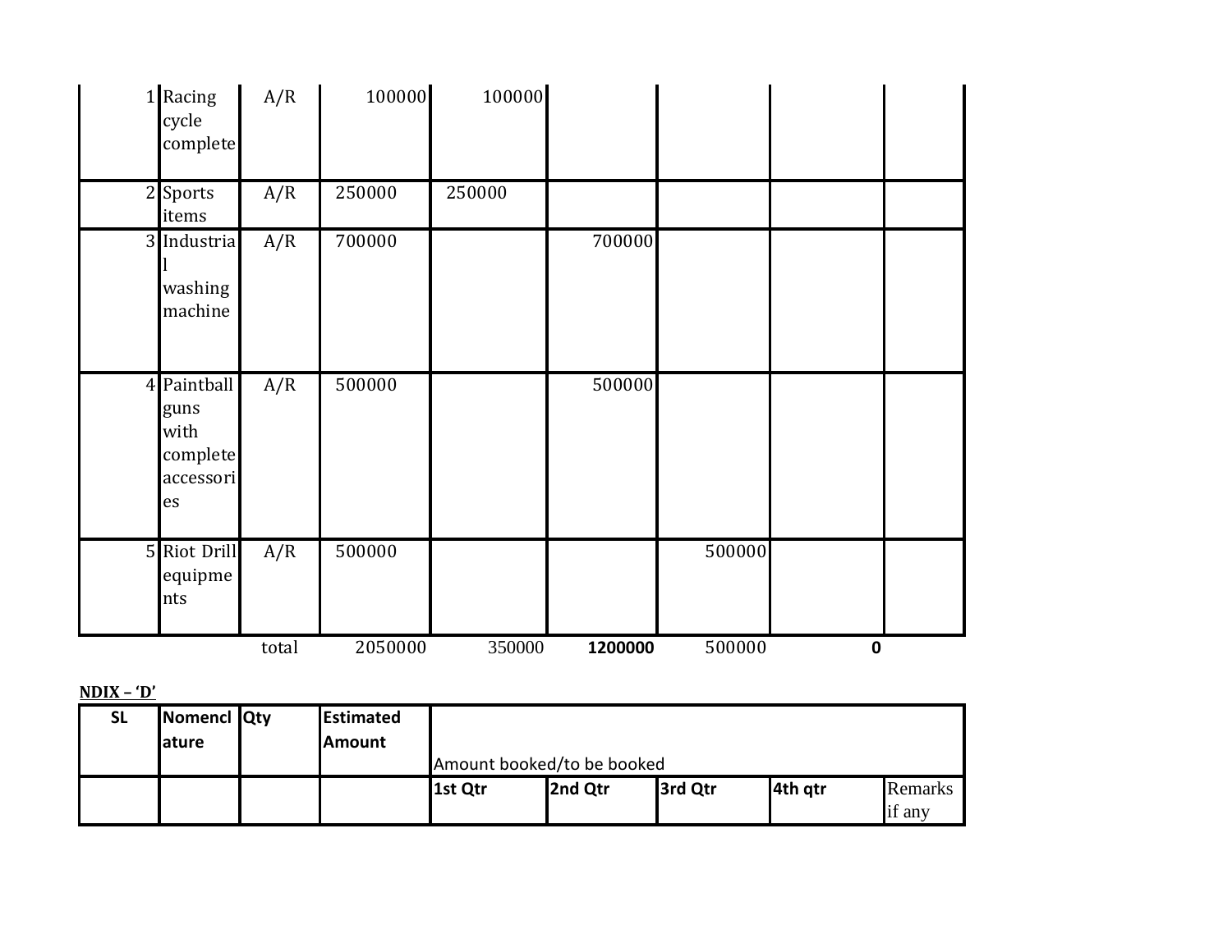| 1 | Racing cycle complete | A/R | 100000 | 100000 | | | | |
|---|---|---|---|---|---|---|---|---|
| 2 | Sports items | A/R | 250000 | 250000 | | | | |
| 3 | Industrial washing machine | A/R | 700000 | | 700000 | | | |
| 4 | Paintball guns with complete accessories | A/R | 500000 | | 500000 | | | |
| 5 | Riot Drill equipments | A/R | 500000 | | | 500000 | | |
| | | total | 2050000 | 350000 | **1200000** | 500000 | **0** | |

**NDIX – 'D'**

| SL | Nomenclature | Qty | Estimated Amount | Amount booked/to be booked | | | | |
|---|---|---|---|---|---|---|---|---|
| | | | | **1st Qtr** | **2nd Qtr** | **3rd Qtr** | **4th qtr** | Remarks if any |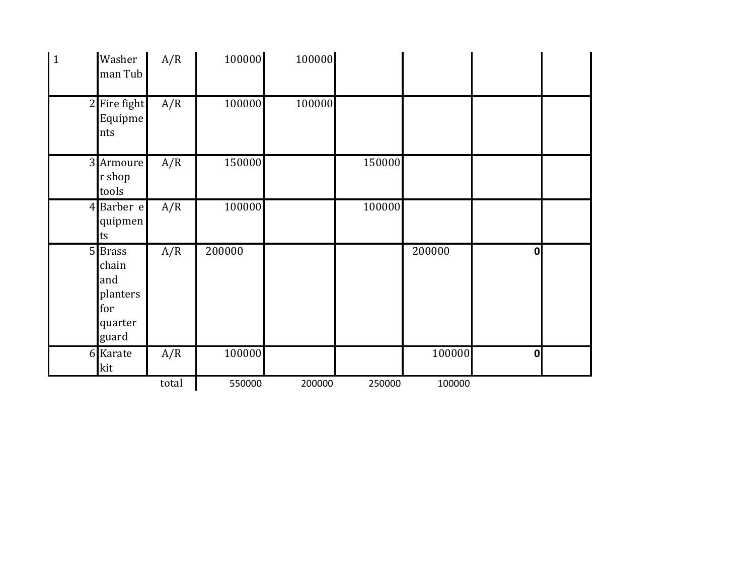| | | | | | | | | |
|---|---|---|---|---|---|---|---|---|
| 1 | Washer man Tub | A/R | 100000 | 100000 | | | | |
| 2 | Fire fight Equipments | A/R | 100000 | 100000 | | | | |
| 3 | Armourer shop tools | A/R | 150000 | | 150000 | | | |
| 4 | Barber equipments | A/R | 100000 | | 100000 | | | |
| 5 | Brass chain and planters for quarter guard | A/R | 200000 | | | 200000 | **0** | |
| 6 | Karate kit | A/R | 100000 | | | 100000 | **0** | |
| | | total | 550000 | 200000 | 250000 | 100000 | | |